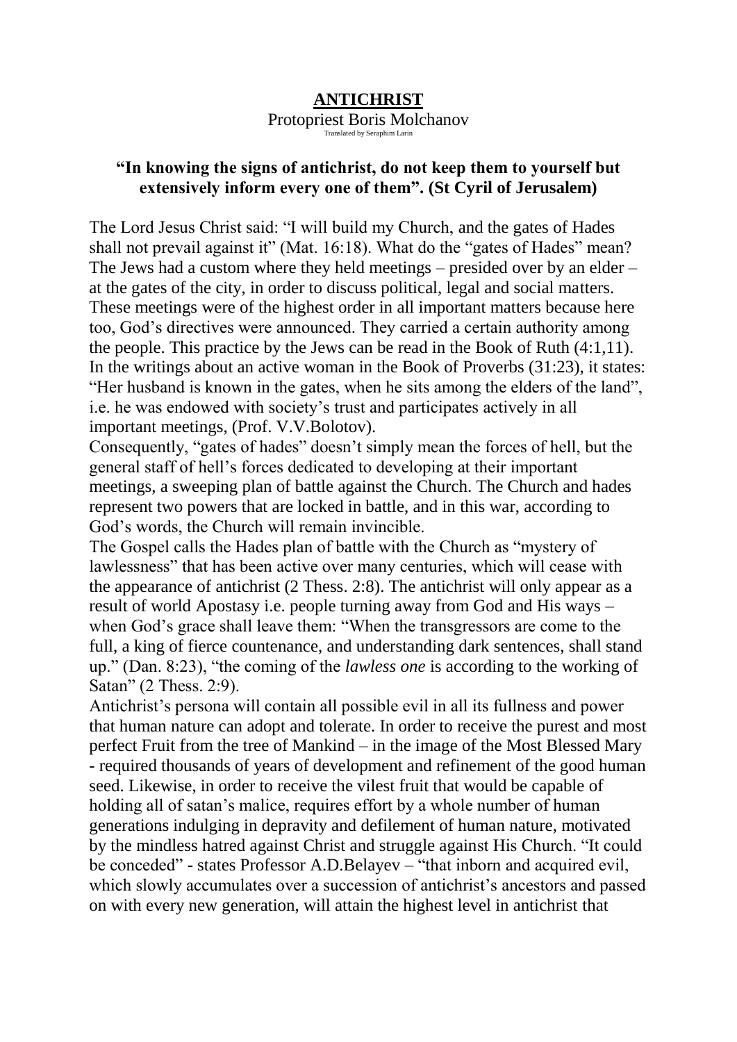# ANTICHRIST

Protopriest Boris Molchanov

Translated by Seraphim Larin

**"In knowing the signs of antichrist, do not keep them to yourself but extensively inform every one of them". (St Cyril of Jerusalem)**

The Lord Jesus Christ said: "I will build my Church, and the gates of Hades shall not prevail against it" (Mat. 16:18). What do the "gates of Hades" mean? The Jews had a custom where they held meetings – presided over by an elder – at the gates of the city, in order to discuss political, legal and social matters. These meetings were of the highest order in all important matters because here too, God's directives were announced. They carried a certain authority among the people. This practice by the Jews can be read in the Book of Ruth (4:1,11). In the writings about an active woman in the Book of Proverbs (31:23), it states: "Her husband is known in the gates, when he sits among the elders of the land", i.e. he was endowed with society's trust and participates actively in all important meetings, (Prof. V.V.Bolotov).

Consequently, "gates of hades" doesn't simply mean the forces of hell, but the general staff of hell's forces dedicated to developing at their important meetings, a sweeping plan of battle against the Church. The Church and hades represent two powers that are locked in battle, and in this war, according to God's words, the Church will remain invincible.

The Gospel calls the Hades plan of battle with the Church as "mystery of lawlessness" that has been active over many centuries, which will cease with the appearance of antichrist (2 Thess. 2:8). The antichrist will only appear as a result of world Apostasy i.e. people turning away from God and His ways – when God's grace shall leave them: "When the transgressors are come to the full, a king of fierce countenance, and understanding dark sentences, shall stand up." (Dan. 8:23), "the coming of the *lawless one* is according to the working of Satan" (2 Thess. 2:9).

Antichrist's persona will contain all possible evil in all its fullness and power that human nature can adopt and tolerate. In order to receive the purest and most perfect Fruit from the tree of Mankind – in the image of the Most Blessed Mary - required thousands of years of development and refinement of the good human seed. Likewise, in order to receive the vilest fruit that would be capable of holding all of satan's malice, requires effort by a whole number of human generations indulging in depravity and defilement of human nature, motivated by the mindless hatred against Christ and struggle against His Church. "It could be conceded" - states Professor A.D.Belayev – "that inborn and acquired evil, which slowly accumulates over a succession of antichrist's ancestors and passed on with every new generation, will attain the highest level in antichrist that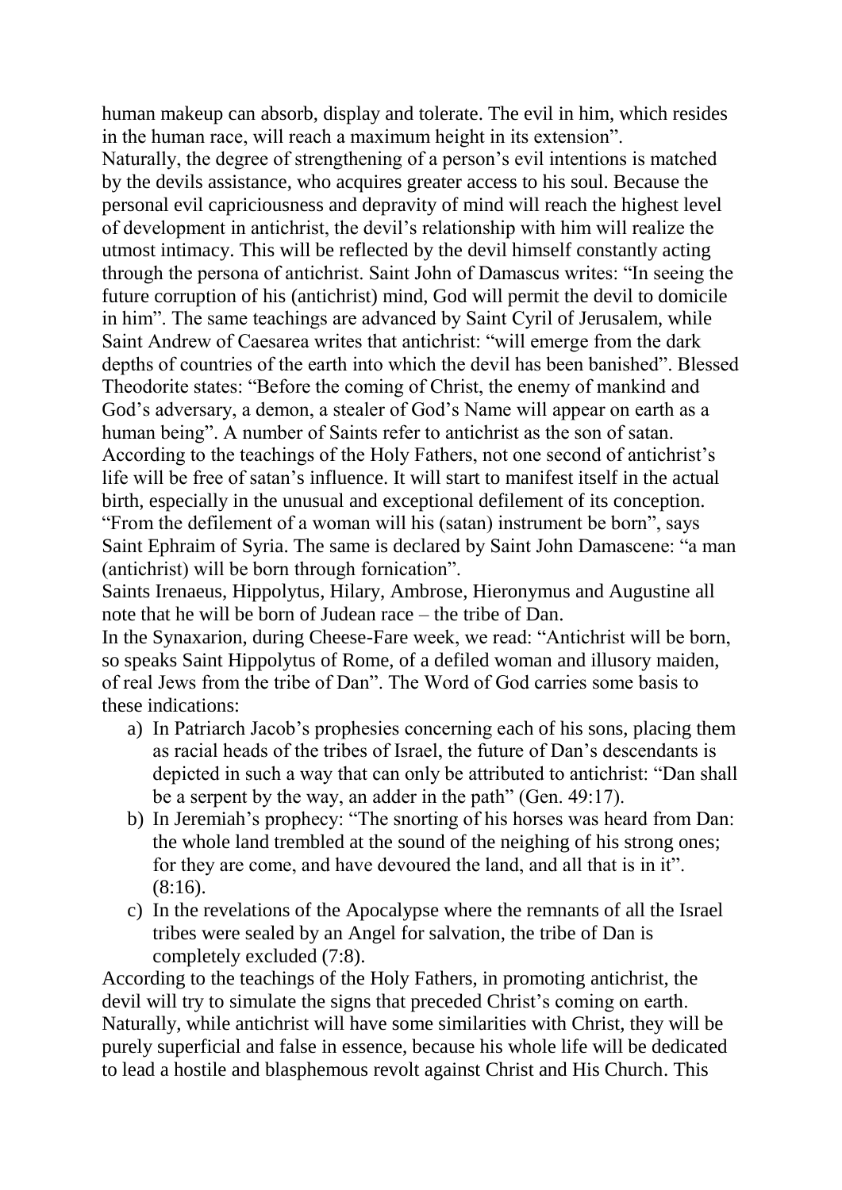human makeup can absorb, display and tolerate. The evil in him, which resides in the human race, will reach a maximum height in its extension".

Naturally, the degree of strengthening of a person's evil intentions is matched by the devils assistance, who acquires greater access to his soul. Because the personal evil capriciousness and depravity of mind will reach the highest level of development in antichrist, the devil's relationship with him will realize the utmost intimacy. This will be reflected by the devil himself constantly acting through the persona of antichrist. Saint John of Damascus writes: "In seeing the future corruption of his (antichrist) mind, God will permit the devil to domicile in him". The same teachings are advanced by Saint Cyril of Jerusalem, while Saint Andrew of Caesarea writes that antichrist: "will emerge from the dark depths of countries of the earth into which the devil has been banished". Blessed Theodorite states: "Before the coming of Christ, the enemy of mankind and God's adversary, a demon, a stealer of God's Name will appear on earth as a human being". A number of Saints refer to antichrist as the son of satan. According to the teachings of the Holy Fathers, not one second of antichrist's life will be free of satan's influence. It will start to manifest itself in the actual birth, especially in the unusual and exceptional defilement of its conception. "From the defilement of a woman will his (satan) instrument be born", says Saint Ephraim of Syria. The same is declared by Saint John Damascene: "a man (antichrist) will be born through fornication".

Saints Irenaeus, Hippolytus, Hilary, Ambrose, Hieronymus and Augustine all note that he will be born of Judean race – the tribe of Dan.

In the Synaxarion, during Cheese-Fare week, we read: "Antichrist will be born, so speaks Saint Hippolytus of Rome, of a defiled woman and illusory maiden, of real Jews from the tribe of Dan". The Word of God carries some basis to these indications:

a) In Patriarch Jacob's prophesies concerning each of his sons, placing them as racial heads of the tribes of Israel, the future of Dan's descendants is depicted in such a way that can only be attributed to antichrist: "Dan shall be a serpent by the way, an adder in the path" (Gen. 49:17).
b) In Jeremiah's prophecy: "The snorting of his horses was heard from Dan: the whole land trembled at the sound of the neighing of his strong ones; for they are come, and have devoured the land, and all that is in it". (8:16).
c) In the revelations of the Apocalypse where the remnants of all the Israel tribes were sealed by an Angel for salvation, the tribe of Dan is completely excluded (7:8).

According to the teachings of the Holy Fathers, in promoting antichrist, the devil will try to simulate the signs that preceded Christ's coming on earth. Naturally, while antichrist will have some similarities with Christ, they will be purely superficial and false in essence, because his whole life will be dedicated to lead a hostile and blasphemous revolt against Christ and His Church. This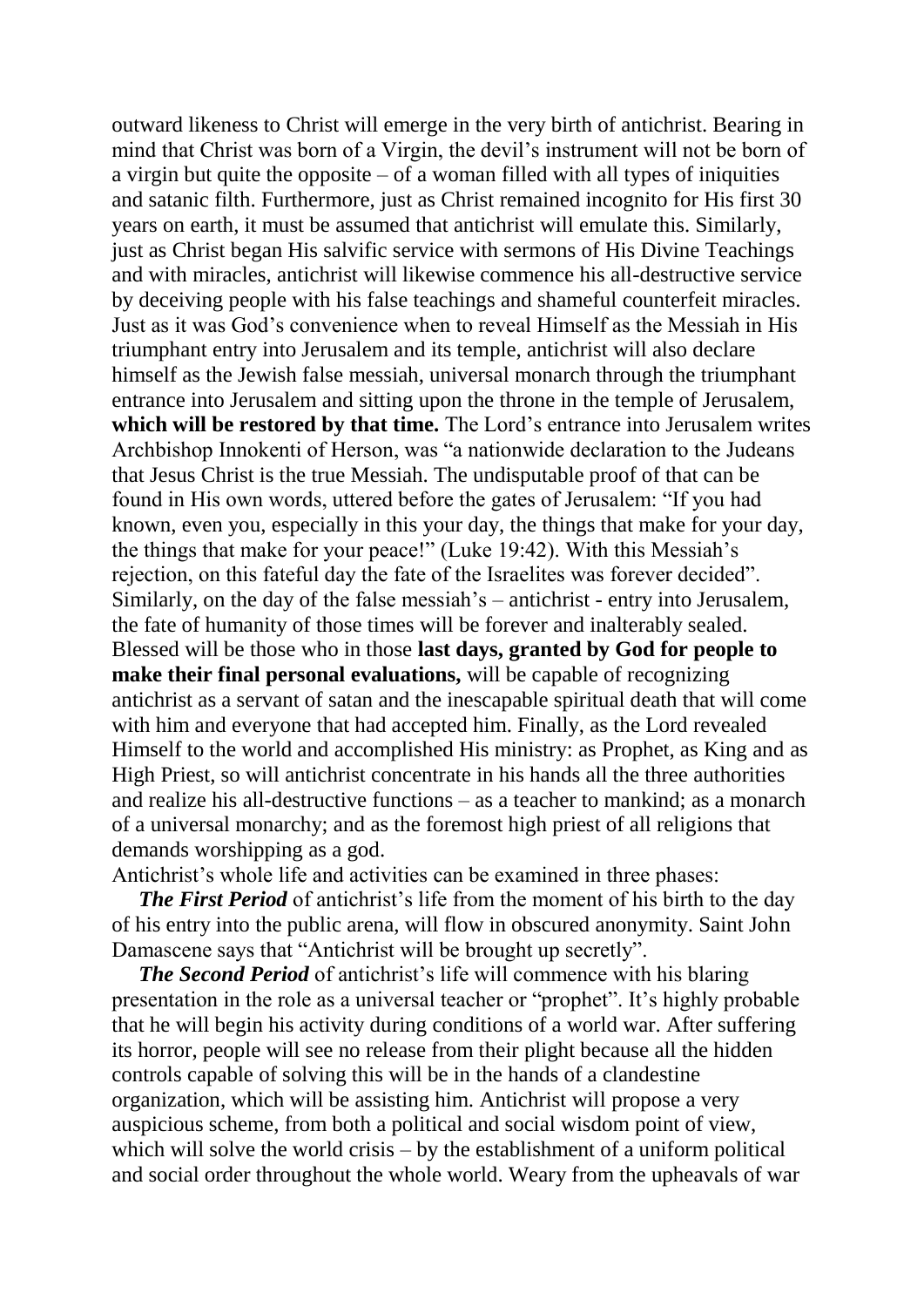outward likeness to Christ will emerge in the very birth of antichrist. Bearing in mind that Christ was born of a Virgin, the devil's instrument will not be born of a virgin but quite the opposite – of a woman filled with all types of iniquities and satanic filth. Furthermore, just as Christ remained incognito for His first 30 years on earth, it must be assumed that antichrist will emulate this. Similarly, just as Christ began His salvific service with sermons of His Divine Teachings and with miracles, antichrist will likewise commence his all-destructive service by deceiving people with his false teachings and shameful counterfeit miracles. Just as it was God's convenience when to reveal Himself as the Messiah in His triumphant entry into Jerusalem and its temple, antichrist will also declare himself as the Jewish false messiah, universal monarch through the triumphant entrance into Jerusalem and sitting upon the throne in the temple of Jerusalem, **which will be restored by that time.** The Lord's entrance into Jerusalem writes Archbishop Innokenti of Herson, was "a nationwide declaration to the Judeans that Jesus Christ is the true Messiah. The undisputable proof of that can be found in His own words, uttered before the gates of Jerusalem: "If you had known, even you, especially in this your day, the things that make for your day, the things that make for your peace!" (Luke 19:42). With this Messiah's rejection, on this fateful day the fate of the Israelites was forever decided". Similarly, on the day of the false messiah's – antichrist - entry into Jerusalem, the fate of humanity of those times will be forever and inalterably sealed. Blessed will be those who in those **last days, granted by God for people to make their final personal evaluations,** will be capable of recognizing antichrist as a servant of satan and the inescapable spiritual death that will come with him and everyone that had accepted him. Finally, as the Lord revealed Himself to the world and accomplished His ministry: as Prophet, as King and as High Priest, so will antichrist concentrate in his hands all the three authorities and realize his all-destructive functions – as a teacher to mankind; as a monarch of a universal monarchy; and as the foremost high priest of all religions that demands worshipping as a god.

Antichrist's whole life and activities can be examined in three phases:

***The First Period*** of antichrist's life from the moment of his birth to the day of his entry into the public arena, will flow in obscured anonymity. Saint John Damascene says that "Antichrist will be brought up secretly".

***The Second Period*** of antichrist's life will commence with his blaring presentation in the role as a universal teacher or "prophet". It's highly probable that he will begin his activity during conditions of a world war. After suffering its horror, people will see no release from their plight because all the hidden controls capable of solving this will be in the hands of a clandestine organization, which will be assisting him. Antichrist will propose a very auspicious scheme, from both a political and social wisdom point of view, which will solve the world crisis – by the establishment of a uniform political and social order throughout the whole world. Weary from the upheavals of war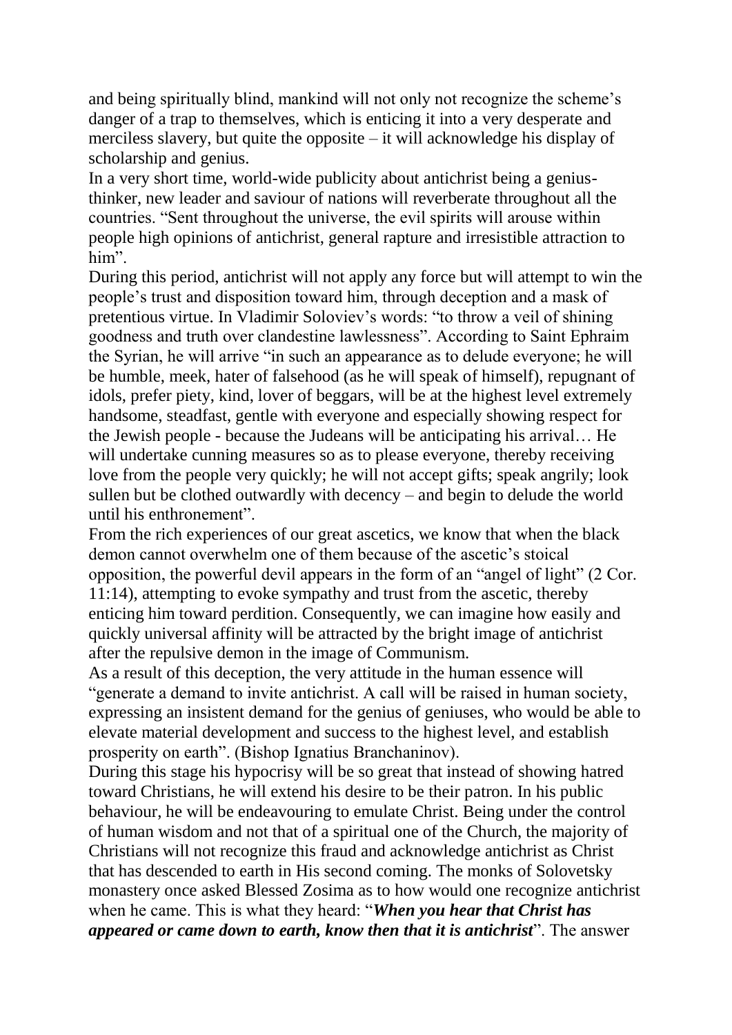and being spiritually blind, mankind will not only not recognize the scheme's danger of a trap to themselves, which is enticing it into a very desperate and merciless slavery, but quite the opposite – it will acknowledge his display of scholarship and genius.

In a very short time, world-wide publicity about antichrist being a genius-thinker, new leader and saviour of nations will reverberate throughout all the countries. "Sent throughout the universe, the evil spirits will arouse within people high opinions of antichrist, general rapture and irresistible attraction to him".

During this period, antichrist will not apply any force but will attempt to win the people's trust and disposition toward him, through deception and a mask of pretentious virtue. In Vladimir Soloviev's words: "to throw a veil of shining goodness and truth over clandestine lawlessness". According to Saint Ephraim the Syrian, he will arrive "in such an appearance as to delude everyone; he will be humble, meek, hater of falsehood (as he will speak of himself), repugnant of idols, prefer piety, kind, lover of beggars, will be at the highest level extremely handsome, steadfast, gentle with everyone and especially showing respect for the Jewish people - because the Judeans will be anticipating his arrival… He will undertake cunning measures so as to please everyone, thereby receiving love from the people very quickly; he will not accept gifts; speak angrily; look sullen but be clothed outwardly with decency – and begin to delude the world until his enthronement".

From the rich experiences of our great ascetics, we know that when the black demon cannot overwhelm one of them because of the ascetic's stoical opposition, the powerful devil appears in the form of an "angel of light" (2 Cor. 11:14), attempting to evoke sympathy and trust from the ascetic, thereby enticing him toward perdition. Consequently, we can imagine how easily and quickly universal affinity will be attracted by the bright image of antichrist after the repulsive demon in the image of Communism.

As a result of this deception, the very attitude in the human essence will "generate a demand to invite antichrist. A call will be raised in human society, expressing an insistent demand for the genius of geniuses, who would be able to elevate material development and success to the highest level, and establish prosperity on earth". (Bishop Ignatius Branchaninov).

During this stage his hypocrisy will be so great that instead of showing hatred toward Christians, he will extend his desire to be their patron. In his public behaviour, he will be endeavouring to emulate Christ. Being under the control of human wisdom and not that of a spiritual one of the Church, the majority of Christians will not recognize this fraud and acknowledge antichrist as Christ that has descended to earth in His second coming. The monks of Solovetsky monastery once asked Blessed Zosima as to how would one recognize antichrist when he came. This is what they heard: "***When you hear that Christ has appeared or came down to earth, know then that it is antichrist***". The answer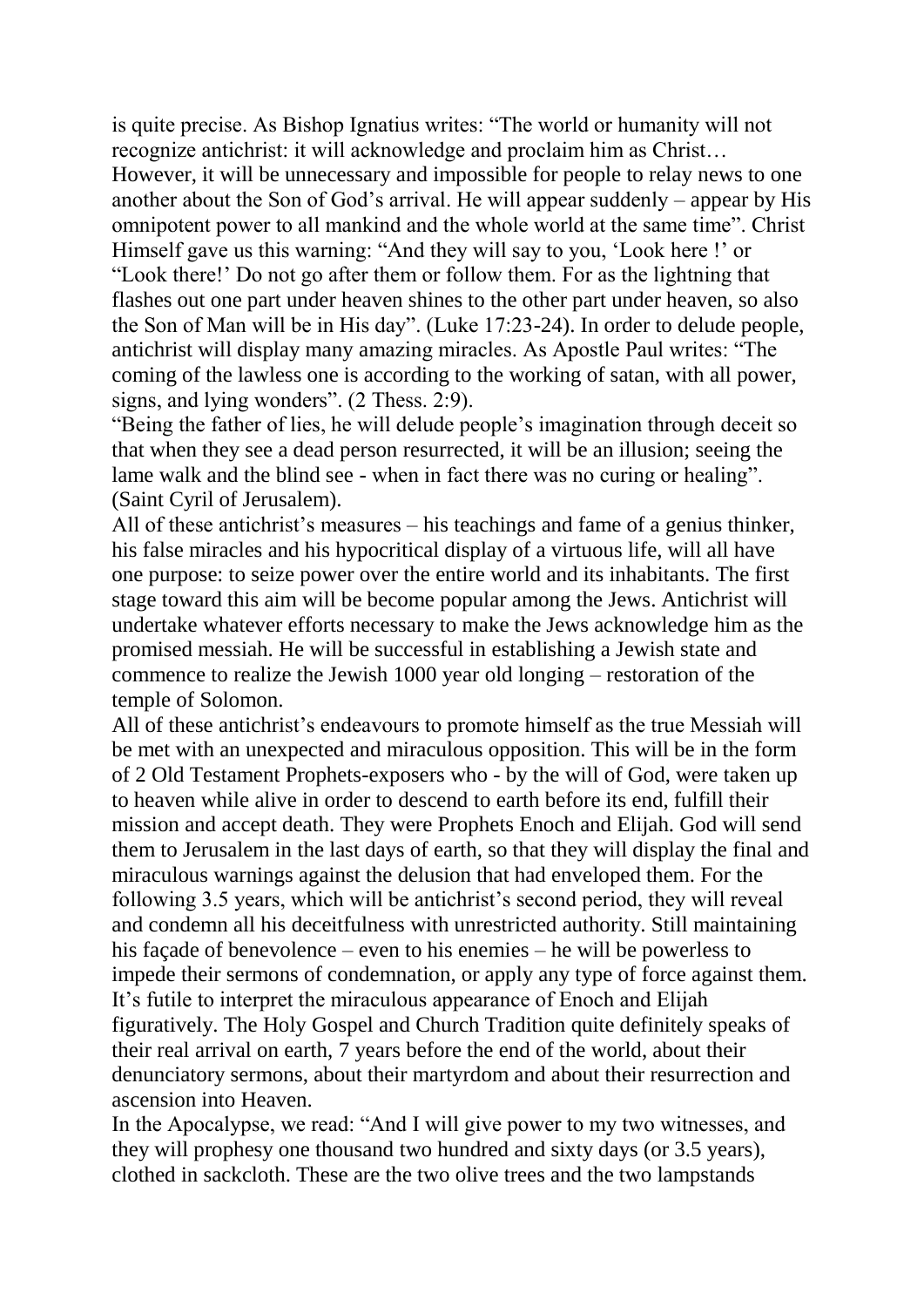is quite precise. As Bishop Ignatius writes: "The world or humanity will not recognize antichrist: it will acknowledge and proclaim him as Christ… However, it will be unnecessary and impossible for people to relay news to one another about the Son of God's arrival. He will appear suddenly – appear by His omnipotent power to all mankind and the whole world at the same time". Christ Himself gave us this warning: "And they will say to you, 'Look here !' or "Look there!' Do not go after them or follow them. For as the lightning that flashes out one part under heaven shines to the other part under heaven, so also the Son of Man will be in His day". (Luke 17:23-24). In order to delude people, antichrist will display many amazing miracles. As Apostle Paul writes: "The coming of the lawless one is according to the working of satan, with all power, signs, and lying wonders". (2 Thess. 2:9).

"Being the father of lies, he will delude people's imagination through deceit so that when they see a dead person resurrected, it will be an illusion; seeing the lame walk and the blind see - when in fact there was no curing or healing". (Saint Cyril of Jerusalem).

All of these antichrist's measures – his teachings and fame of a genius thinker, his false miracles and his hypocritical display of a virtuous life, will all have one purpose: to seize power over the entire world and its inhabitants. The first stage toward this aim will be become popular among the Jews. Antichrist will undertake whatever efforts necessary to make the Jews acknowledge him as the promised messiah. He will be successful in establishing a Jewish state and commence to realize the Jewish 1000 year old longing – restoration of the temple of Solomon.

All of these antichrist's endeavours to promote himself as the true Messiah will be met with an unexpected and miraculous opposition. This will be in the form of 2 Old Testament Prophets-exposers who - by the will of God, were taken up to heaven while alive in order to descend to earth before its end, fulfill their mission and accept death. They were Prophets Enoch and Elijah. God will send them to Jerusalem in the last days of earth, so that they will display the final and miraculous warnings against the delusion that had enveloped them. For the following 3.5 years, which will be antichrist's second period, they will reveal and condemn all his deceitfulness with unrestricted authority. Still maintaining his façade of benevolence – even to his enemies – he will be powerless to impede their sermons of condemnation, or apply any type of force against them. It's futile to interpret the miraculous appearance of Enoch and Elijah figuratively. The Holy Gospel and Church Tradition quite definitely speaks of their real arrival on earth, 7 years before the end of the world, about their denunciatory sermons, about their martyrdom and about their resurrection and ascension into Heaven.

In the Apocalypse, we read: "And I will give power to my two witnesses, and they will prophesy one thousand two hundred and sixty days (or 3.5 years), clothed in sackcloth. These are the two olive trees and the two lampstands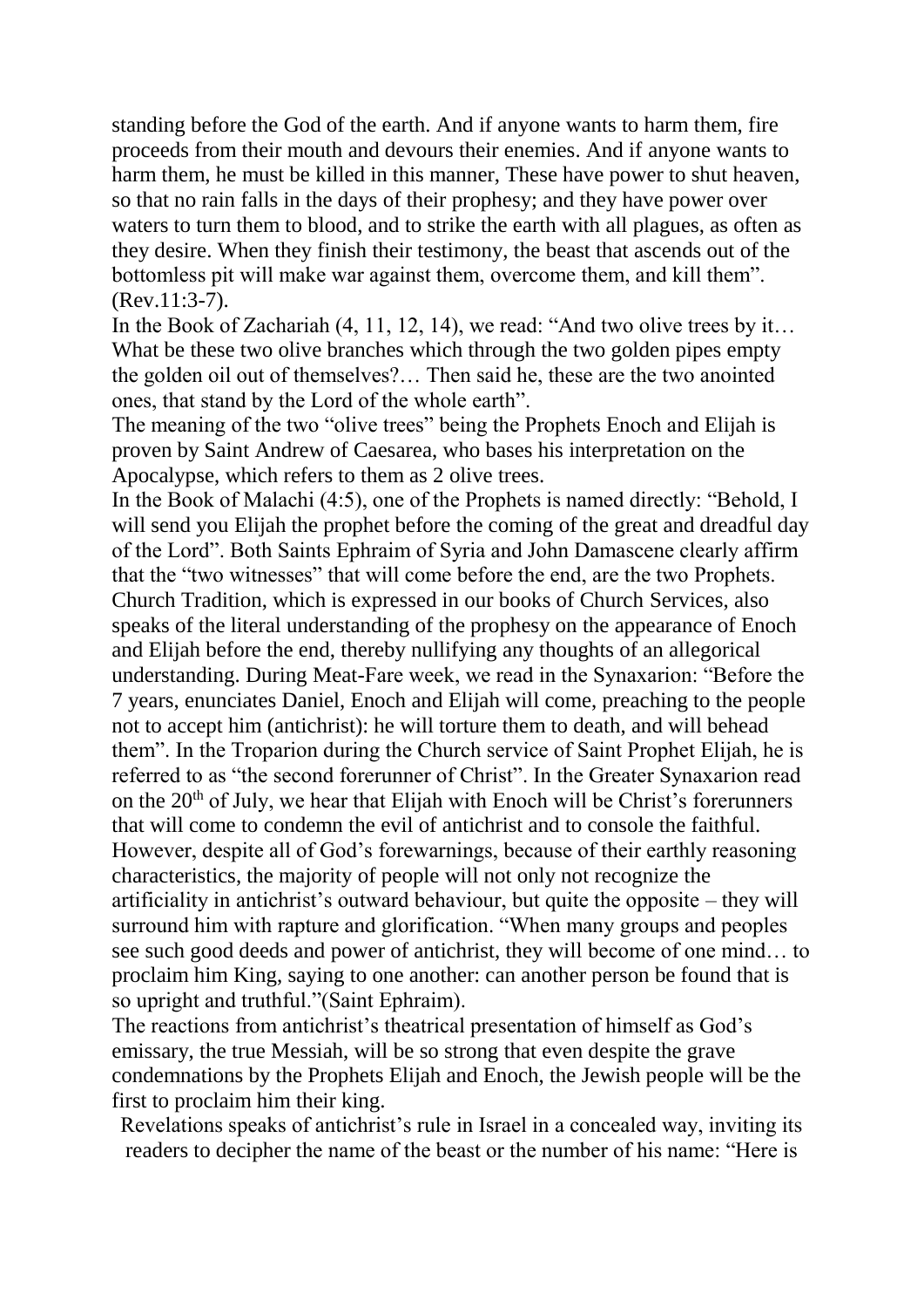standing before the God of the earth. And if anyone wants to harm them, fire proceeds from their mouth and devours their enemies. And if anyone wants to harm them, he must be killed in this manner, These have power to shut heaven, so that no rain falls in the days of their prophesy; and they have power over waters to turn them to blood, and to strike the earth with all plagues, as often as they desire. When they finish their testimony, the beast that ascends out of the bottomless pit will make war against them, overcome them, and kill them". (Rev.11:3-7).

In the Book of Zachariah (4, 11, 12, 14), we read: "And two olive trees by it… What be these two olive branches which through the two golden pipes empty the golden oil out of themselves?… Then said he, these are the two anointed ones, that stand by the Lord of the whole earth".

The meaning of the two "olive trees" being the Prophets Enoch and Elijah is proven by Saint Andrew of Caesarea, who bases his interpretation on the Apocalypse, which refers to them as 2 olive trees.

In the Book of Malachi (4:5), one of the Prophets is named directly: "Behold, I will send you Elijah the prophet before the coming of the great and dreadful day of the Lord". Both Saints Ephraim of Syria and John Damascene clearly affirm that the "two witnesses" that will come before the end, are the two Prophets. Church Tradition, which is expressed in our books of Church Services, also speaks of the literal understanding of the prophesy on the appearance of Enoch and Elijah before the end, thereby nullifying any thoughts of an allegorical understanding. During Meat-Fare week, we read in the Synaxarion: "Before the 7 years, enunciates Daniel, Enoch and Elijah will come, preaching to the people not to accept him (antichrist): he will torture them to death, and will behead them". In the Troparion during the Church service of Saint Prophet Elijah, he is referred to as "the second forerunner of Christ". In the Greater Synaxarion read on the 20th of July, we hear that Elijah with Enoch will be Christ's forerunners that will come to condemn the evil of antichrist and to console the faithful.

However, despite all of God's forewarnings, because of their earthly reasoning characteristics, the majority of people will not only not recognize the artificiality in antichrist's outward behaviour, but quite the opposite – they will surround him with rapture and glorification. "When many groups and peoples see such good deeds and power of antichrist, they will become of one mind… to proclaim him King, saying to one another: can another person be found that is so upright and truthful."(Saint Ephraim).

The reactions from antichrist's theatrical presentation of himself as God's emissary, the true Messiah, will be so strong that even despite the grave condemnations by the Prophets Elijah and Enoch, the Jewish people will be the first to proclaim him their king.

Revelations speaks of antichrist's rule in Israel in a concealed way, inviting its readers to decipher the name of the beast or the number of his name: "Here is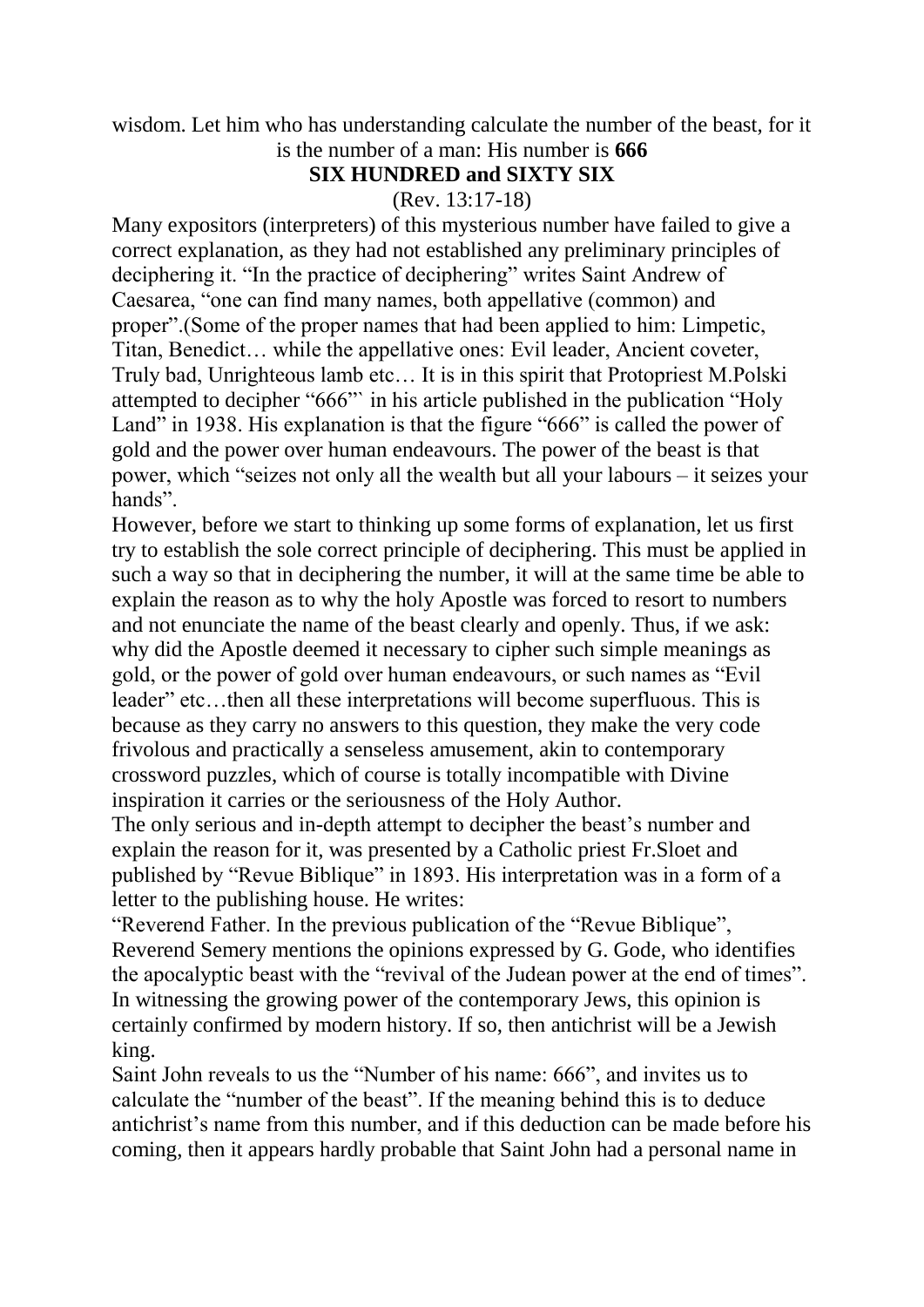wisdom. Let him who has understanding calculate the number of the beast, for it is the number of a man: His number is **666**

**SIX HUNDRED and SIXTY SIX**

(Rev. 13:17-18)

Many expositors (interpreters) of this mysterious number have failed to give a correct explanation, as they had not established any preliminary principles of deciphering it. "In the practice of deciphering" writes Saint Andrew of Caesarea, "one can find many names, both appellative (common) and proper".(Some of the proper names that had been applied to him: Limpetic, Titan, Benedict… while the appellative ones: Evil leader, Ancient coveter, Truly bad, Unrighteous lamb etc… It is in this spirit that Protopriest M.Polski attempted to decipher "666"' in his article published in the publication "Holy Land" in 1938. His explanation is that the figure "666" is called the power of gold and the power over human endeavours. The power of the beast is that power, which "seizes not only all the wealth but all your labours – it seizes your hands".

However, before we start to thinking up some forms of explanation, let us first try to establish the sole correct principle of deciphering. This must be applied in such a way so that in deciphering the number, it will at the same time be able to explain the reason as to why the holy Apostle was forced to resort to numbers and not enunciate the name of the beast clearly and openly. Thus, if we ask: why did the Apostle deemed it necessary to cipher such simple meanings as gold, or the power of gold over human endeavours, or such names as "Evil leader" etc…then all these interpretations will become superfluous. This is because as they carry no answers to this question, they make the very code frivolous and practically a senseless amusement, akin to contemporary crossword puzzles, which of course is totally incompatible with Divine inspiration it carries or the seriousness of the Holy Author.

The only serious and in-depth attempt to decipher the beast's number and explain the reason for it, was presented by a Catholic priest Fr.Sloet and published by "Revue Biblique" in 1893. His interpretation was in a form of a letter to the publishing house. He writes:

"Reverend Father. In the previous publication of the "Revue Biblique", Reverend Semery mentions the opinions expressed by G. Gode, who identifies the apocalyptic beast with the "revival of the Judean power at the end of times". In witnessing the growing power of the contemporary Jews, this opinion is certainly confirmed by modern history. If so, then antichrist will be a Jewish king.

Saint John reveals to us the "Number of his name: 666", and invites us to calculate the "number of the beast". If the meaning behind this is to deduce antichrist's name from this number, and if this deduction can be made before his coming, then it appears hardly probable that Saint John had a personal name in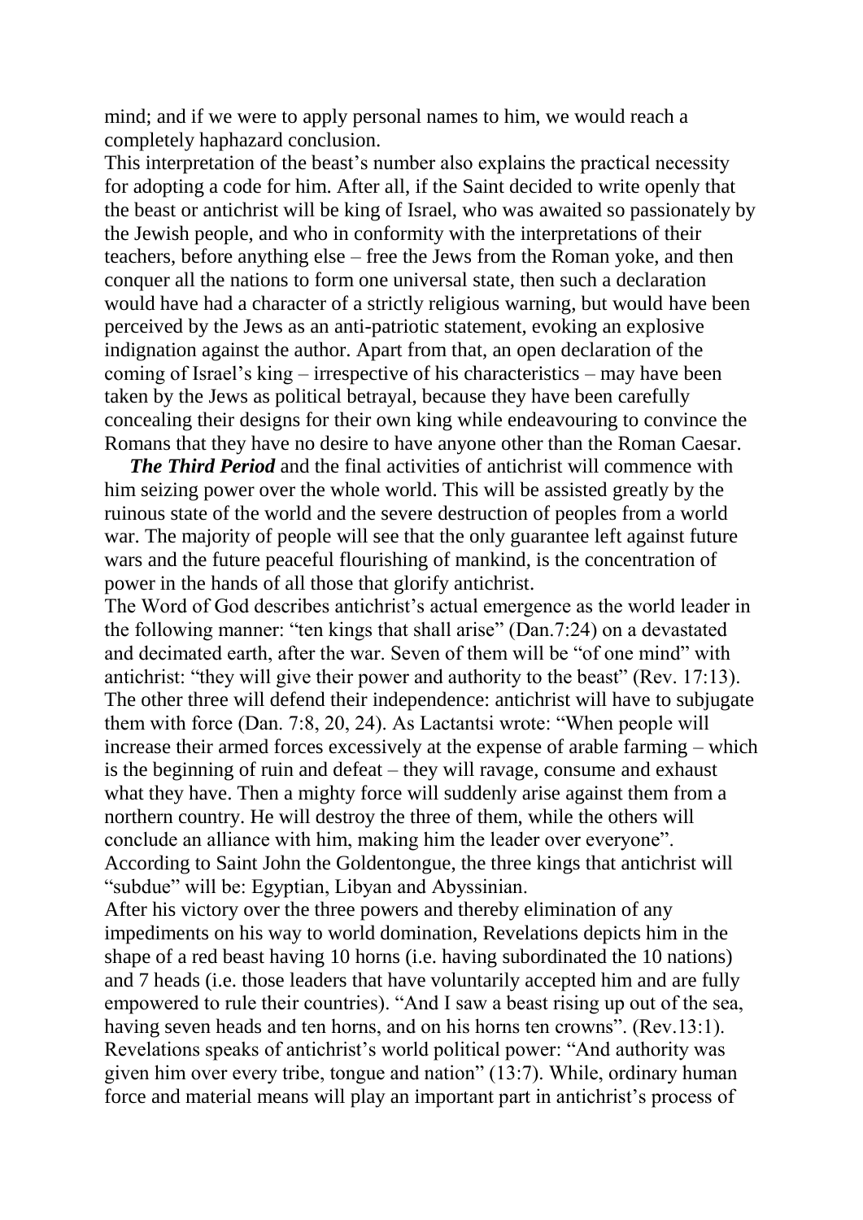mind; and if we were to apply personal names to him, we would reach a completely haphazard conclusion.

This interpretation of the beast's number also explains the practical necessity for adopting a code for him. After all, if the Saint decided to write openly that the beast or antichrist will be king of Israel, who was awaited so passionately by the Jewish people, and who in conformity with the interpretations of their teachers, before anything else – free the Jews from the Roman yoke, and then conquer all the nations to form one universal state, then such a declaration would have had a character of a strictly religious warning, but would have been perceived by the Jews as an anti-patriotic statement, evoking an explosive indignation against the author. Apart from that, an open declaration of the coming of Israel's king – irrespective of his characteristics – may have been taken by the Jews as political betrayal, because they have been carefully concealing their designs for their own king while endeavouring to convince the Romans that they have no desire to have anyone other than the Roman Caesar.

***The Third Period*** and the final activities of antichrist will commence with him seizing power over the whole world. This will be assisted greatly by the ruinous state of the world and the severe destruction of peoples from a world war. The majority of people will see that the only guarantee left against future wars and the future peaceful flourishing of mankind, is the concentration of power in the hands of all those that glorify antichrist.

The Word of God describes antichrist's actual emergence as the world leader in the following manner: "ten kings that shall arise" (Dan.7:24) on a devastated and decimated earth, after the war. Seven of them will be "of one mind" with antichrist: "they will give their power and authority to the beast" (Rev. 17:13). The other three will defend their independence: antichrist will have to subjugate them with force (Dan. 7:8, 20, 24). As Lactantsi wrote: "When people will increase their armed forces excessively at the expense of arable farming – which is the beginning of ruin and defeat – they will ravage, consume and exhaust what they have. Then a mighty force will suddenly arise against them from a northern country. He will destroy the three of them, while the others will conclude an alliance with him, making him the leader over everyone". According to Saint John the Goldentongue, the three kings that antichrist will "subdue" will be: Egyptian, Libyan and Abyssinian.

After his victory over the three powers and thereby elimination of any impediments on his way to world domination, Revelations depicts him in the shape of a red beast having 10 horns (i.e. having subordinated the 10 nations) and 7 heads (i.e. those leaders that have voluntarily accepted him and are fully empowered to rule their countries). "And I saw a beast rising up out of the sea, having seven heads and ten horns, and on his horns ten crowns". (Rev.13:1). Revelations speaks of antichrist's world political power: "And authority was given him over every tribe, tongue and nation" (13:7). While, ordinary human force and material means will play an important part in antichrist's process of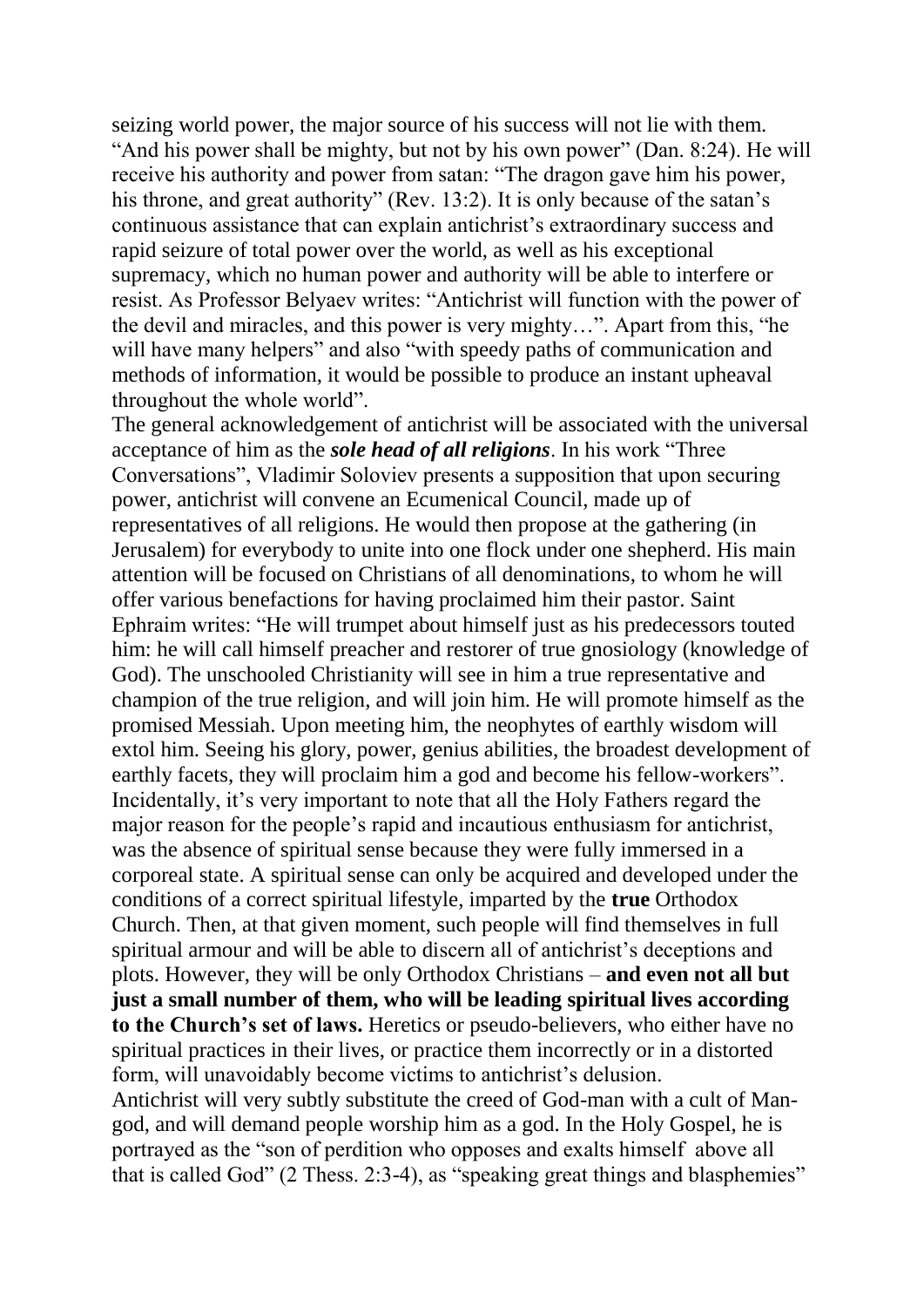seizing world power, the major source of his success will not lie with them. "And his power shall be mighty, but not by his own power" (Dan. 8:24). He will receive his authority and power from satan: "The dragon gave him his power, his throne, and great authority" (Rev. 13:2). It is only because of the satan's continuous assistance that can explain antichrist's extraordinary success and rapid seizure of total power over the world, as well as his exceptional supremacy, which no human power and authority will be able to interfere or resist. As Professor Belyaev writes: "Antichrist will function with the power of the devil and miracles, and this power is very mighty…". Apart from this, "he will have many helpers" and also "with speedy paths of communication and methods of information, it would be possible to produce an instant upheaval throughout the whole world".

The general acknowledgement of antichrist will be associated with the universal acceptance of him as the ***sole head of all religions***. In his work "Three Conversations", Vladimir Soloviev presents a supposition that upon securing power, antichrist will convene an Ecumenical Council, made up of representatives of all religions. He would then propose at the gathering (in Jerusalem) for everybody to unite into one flock under one shepherd. His main attention will be focused on Christians of all denominations, to whom he will offer various benefactions for having proclaimed him their pastor. Saint Ephraim writes: "He will trumpet about himself just as his predecessors touted him: he will call himself preacher and restorer of true gnosiology (knowledge of God). The unschooled Christianity will see in him a true representative and champion of the true religion, and will join him. He will promote himself as the promised Messiah. Upon meeting him, the neophytes of earthly wisdom will extol him. Seeing his glory, power, genius abilities, the broadest development of earthly facets, they will proclaim him a god and become his fellow-workers". Incidentally, it's very important to note that all the Holy Fathers regard the major reason for the people's rapid and incautious enthusiasm for antichrist, was the absence of spiritual sense because they were fully immersed in a corporeal state. A spiritual sense can only be acquired and developed under the conditions of a correct spiritual lifestyle, imparted by the **true** Orthodox Church. Then, at that given moment, such people will find themselves in full spiritual armour and will be able to discern all of antichrist's deceptions and plots. However, they will be only Orthodox Christians – **and even not all but just a small number of them, who will be leading spiritual lives according to the Church's set of laws.** Heretics or pseudo-believers, who either have no spiritual practices in their lives, or practice them incorrectly or in a distorted form, will unavoidably become victims to antichrist's delusion.

Antichrist will very subtly substitute the creed of God-man with a cult of Man-god, and will demand people worship him as a god. In the Holy Gospel, he is portrayed as the "son of perdition who opposes and exalts himself above all that is called God" (2 Thess. 2:3-4), as "speaking great things and blasphemies"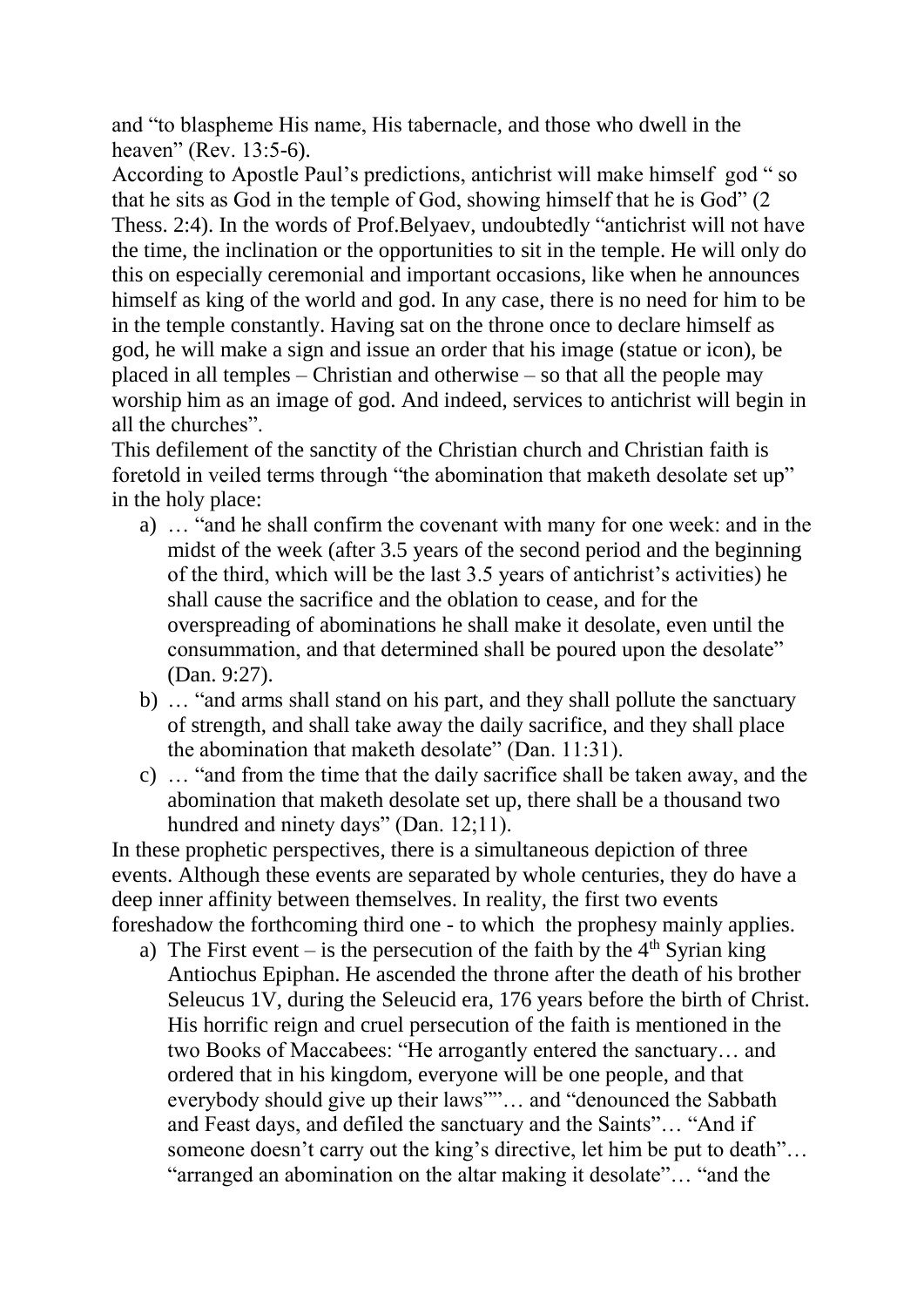and "to blaspheme His name, His tabernacle, and those who dwell in the heaven" (Rev. 13:5-6).

According to Apostle Paul's predictions, antichrist will make himself god " so that he sits as God in the temple of God, showing himself that he is God" (2 Thess. 2:4). In the words of Prof.Belyaev, undoubtedly "antichrist will not have the time, the inclination or the opportunities to sit in the temple. He will only do this on especially ceremonial and important occasions, like when he announces himself as king of the world and god. In any case, there is no need for him to be in the temple constantly. Having sat on the throne once to declare himself as god, he will make a sign and issue an order that his image (statue or icon), be placed in all temples – Christian and otherwise – so that all the people may worship him as an image of god. And indeed, services to antichrist will begin in all the churches".

This defilement of the sanctity of the Christian church and Christian faith is foretold in veiled terms through "the abomination that maketh desolate set up" in the holy place:

a) … "and he shall confirm the covenant with many for one week: and in the midst of the week (after 3.5 years of the second period and the beginning of the third, which will be the last 3.5 years of antichrist's activities) he shall cause the sacrifice and the oblation to cease, and for the overspreading of abominations he shall make it desolate, even until the consummation, and that determined shall be poured upon the desolate" (Dan. 9:27).
b) … "and arms shall stand on his part, and they shall pollute the sanctuary of strength, and shall take away the daily sacrifice, and they shall place the abomination that maketh desolate" (Dan. 11:31).
c) … "and from the time that the daily sacrifice shall be taken away, and the abomination that maketh desolate set up, there shall be a thousand two hundred and ninety days" (Dan. 12;11).

In these prophetic perspectives, there is a simultaneous depiction of three events. Although these events are separated by whole centuries, they do have a deep inner affinity between themselves. In reality, the first two events foreshadow the forthcoming third one - to which the prophesy mainly applies.

a) The First event – is the persecution of the faith by the 4th Syrian king Antiochus Epiphan. He ascended the throne after the death of his brother Seleucus 1V, during the Seleucid era, 176 years before the birth of Christ. His horrific reign and cruel persecution of the faith is mentioned in the two Books of Maccabees: "He arrogantly entered the sanctuary… and ordered that in his kingdom, everyone will be one people, and that everybody should give up their laws""… and "denounced the Sabbath and Feast days, and defiled the sanctuary and the Saints"… "And if someone doesn't carry out the king's directive, let him be put to death"… "arranged an abomination on the altar making it desolate"… "and the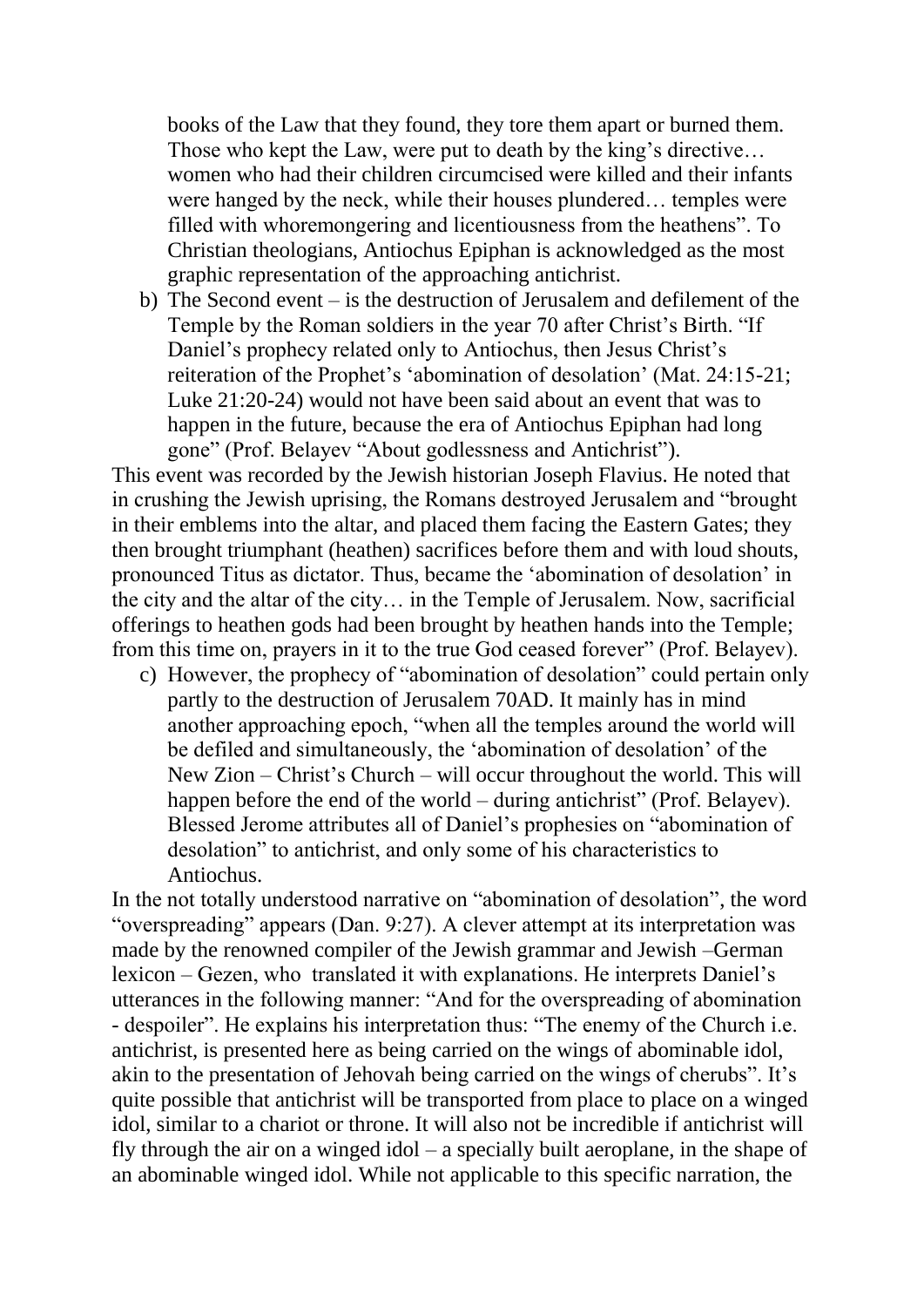books of the Law that they found, they tore them apart or burned them. Those who kept the Law, were put to death by the king's directive… women who had their children circumcised were killed and their infants were hanged by the neck, while their houses plundered… temples were filled with whoremongering and licentiousness from the heathens". To Christian theologians, Antiochus Epiphan is acknowledged as the most graphic representation of the approaching antichrist.

b) The Second event – is the destruction of Jerusalem and defilement of the Temple by the Roman soldiers in the year 70 after Christ's Birth. "If Daniel's prophecy related only to Antiochus, then Jesus Christ's reiteration of the Prophet's 'abomination of desolation' (Mat. 24:15-21; Luke 21:20-24) would not have been said about an event that was to happen in the future, because the era of Antiochus Epiphan had long gone" (Prof. Belayev "About godlessness and Antichrist").

This event was recorded by the Jewish historian Joseph Flavius. He noted that in crushing the Jewish uprising, the Romans destroyed Jerusalem and "brought in their emblems into the altar, and placed them facing the Eastern Gates; they then brought triumphant (heathen) sacrifices before them and with loud shouts, pronounced Titus as dictator. Thus, became the 'abomination of desolation' in the city and the altar of the city… in the Temple of Jerusalem. Now, sacrificial offerings to heathen gods had been brought by heathen hands into the Temple; from this time on, prayers in it to the true God ceased forever" (Prof. Belayev).

c) However, the prophecy of "abomination of desolation" could pertain only partly to the destruction of Jerusalem 70AD. It mainly has in mind another approaching epoch, "when all the temples around the world will be defiled and simultaneously, the 'abomination of desolation' of the New Zion – Christ's Church – will occur throughout the world. This will happen before the end of the world – during antichrist" (Prof. Belayev). Blessed Jerome attributes all of Daniel's prophesies on "abomination of desolation" to antichrist, and only some of his characteristics to Antiochus.

In the not totally understood narrative on "abomination of desolation", the word "overspreading" appears (Dan. 9:27). A clever attempt at its interpretation was made by the renowned compiler of the Jewish grammar and Jewish –German lexicon – Gezen, who translated it with explanations. He interprets Daniel's utterances in the following manner: "And for the overspreading of abomination - despoiler". He explains his interpretation thus: "The enemy of the Church i.e. antichrist, is presented here as being carried on the wings of abominable idol, akin to the presentation of Jehovah being carried on the wings of cherubs". It's quite possible that antichrist will be transported from place to place on a winged idol, similar to a chariot or throne. It will also not be incredible if antichrist will fly through the air on a winged idol – a specially built aeroplane, in the shape of an abominable winged idol. While not applicable to this specific narration, the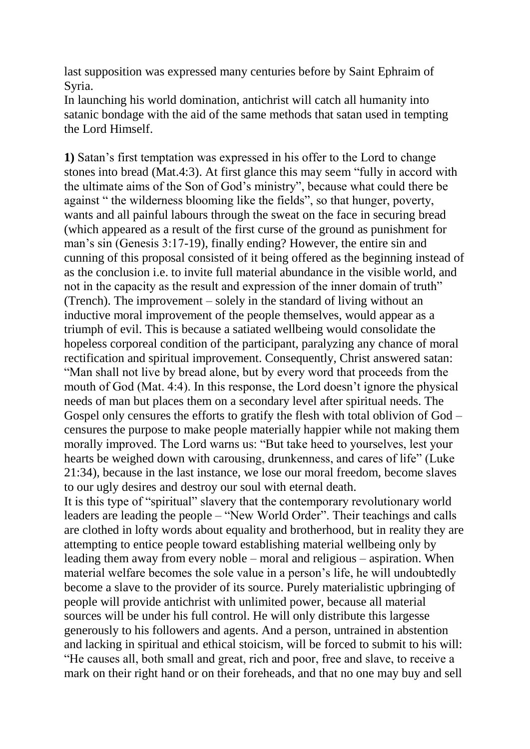last supposition was expressed many centuries before by Saint Ephraim of Syria.

In launching his world domination, antichrist will catch all humanity into satanic bondage with the aid of the same methods that satan used in tempting the Lord Himself.

**1)** Satan's first temptation was expressed in his offer to the Lord to change stones into bread (Mat.4:3). At first glance this may seem "fully in accord with the ultimate aims of the Son of God's ministry", because what could there be against " the wilderness blooming like the fields", so that hunger, poverty, wants and all painful labours through the sweat on the face in securing bread (which appeared as a result of the first curse of the ground as punishment for man's sin (Genesis 3:17-19), finally ending? However, the entire sin and cunning of this proposal consisted of it being offered as the beginning instead of as the conclusion i.e. to invite full material abundance in the visible world, and not in the capacity as the result and expression of the inner domain of truth" (Trench). The improvement – solely in the standard of living without an inductive moral improvement of the people themselves, would appear as a triumph of evil. This is because a satiated wellbeing would consolidate the hopeless corporeal condition of the participant, paralyzing any chance of moral rectification and spiritual improvement. Consequently, Christ answered satan: "Man shall not live by bread alone, but by every word that proceeds from the mouth of God (Mat. 4:4). In this response, the Lord doesn't ignore the physical needs of man but places them on a secondary level after spiritual needs. The Gospel only censures the efforts to gratify the flesh with total oblivion of God – censures the purpose to make people materially happier while not making them morally improved. The Lord warns us: "But take heed to yourselves, lest your hearts be weighed down with carousing, drunkenness, and cares of life" (Luke 21:34), because in the last instance, we lose our moral freedom, become slaves to our ugly desires and destroy our soul with eternal death.

It is this type of "spiritual" slavery that the contemporary revolutionary world leaders are leading the people – "New World Order". Their teachings and calls are clothed in lofty words about equality and brotherhood, but in reality they are attempting to entice people toward establishing material wellbeing only by leading them away from every noble – moral and religious – aspiration. When material welfare becomes the sole value in a person's life, he will undoubtedly become a slave to the provider of its source. Purely materialistic upbringing of people will provide antichrist with unlimited power, because all material sources will be under his full control. He will only distribute this largesse generously to his followers and agents. And a person, untrained in abstention and lacking in spiritual and ethical stoicism, will be forced to submit to his will: "He causes all, both small and great, rich and poor, free and slave, to receive a mark on their right hand or on their foreheads, and that no one may buy and sell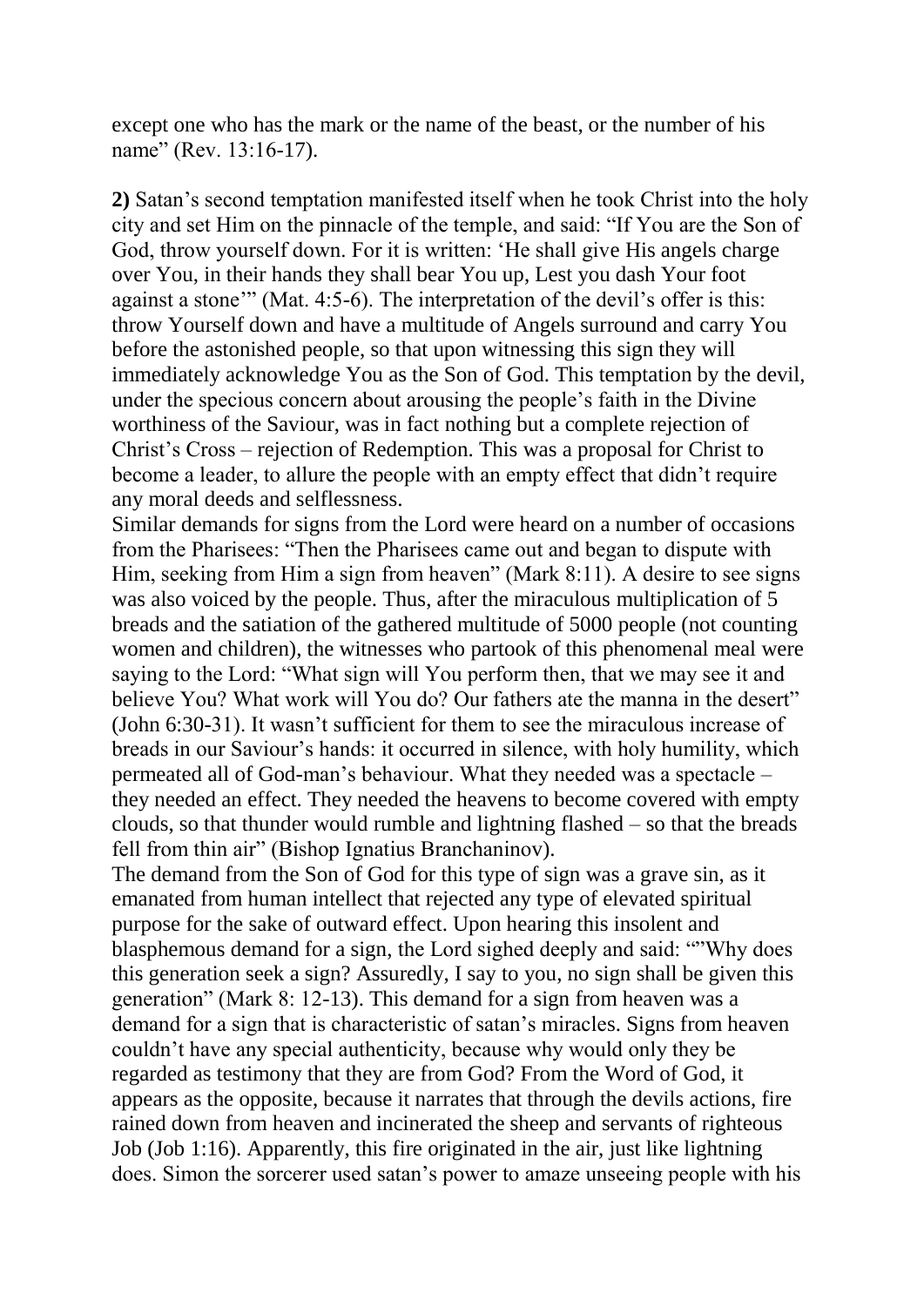except one who has the mark or the name of the beast, or the number of his name" (Rev. 13:16-17).

**2)** Satan's second temptation manifested itself when he took Christ into the holy city and set Him on the pinnacle of the temple, and said: "If You are the Son of God, throw yourself down. For it is written: 'He shall give His angels charge over You, in their hands they shall bear You up, Lest you dash Your foot against a stone'" (Mat. 4:5-6). The interpretation of the devil's offer is this: throw Yourself down and have a multitude of Angels surround and carry You before the astonished people, so that upon witnessing this sign they will immediately acknowledge You as the Son of God. This temptation by the devil, under the specious concern about arousing the people's faith in the Divine worthiness of the Saviour, was in fact nothing but a complete rejection of Christ's Cross – rejection of Redemption. This was a proposal for Christ to become a leader, to allure the people with an empty effect that didn't require any moral deeds and selflessness.

Similar demands for signs from the Lord were heard on a number of occasions from the Pharisees: "Then the Pharisees came out and began to dispute with Him, seeking from Him a sign from heaven" (Mark 8:11). A desire to see signs was also voiced by the people. Thus, after the miraculous multiplication of 5 breads and the satiation of the gathered multitude of 5000 people (not counting women and children), the witnesses who partook of this phenomenal meal were saying to the Lord: "What sign will You perform then, that we may see it and believe You? What work will You do? Our fathers ate the manna in the desert" (John 6:30-31). It wasn't sufficient for them to see the miraculous increase of breads in our Saviour's hands: it occurred in silence, with holy humility, which permeated all of God-man's behaviour. What they needed was a spectacle – they needed an effect. They needed the heavens to become covered with empty clouds, so that thunder would rumble and lightning flashed – so that the breads fell from thin air" (Bishop Ignatius Branchaninov).

The demand from the Son of God for this type of sign was a grave sin, as it emanated from human intellect that rejected any type of elevated spiritual purpose for the sake of outward effect. Upon hearing this insolent and blasphemous demand for a sign, the Lord sighed deeply and said: ""Why does this generation seek a sign? Assuredly, I say to you, no sign shall be given this generation" (Mark 8: 12-13). This demand for a sign from heaven was a demand for a sign that is characteristic of satan's miracles. Signs from heaven couldn't have any special authenticity, because why would only they be regarded as testimony that they are from God? From the Word of God, it appears as the opposite, because it narrates that through the devils actions, fire rained down from heaven and incinerated the sheep and servants of righteous Job (Job 1:16). Apparently, this fire originated in the air, just like lightning does. Simon the sorcerer used satan's power to amaze unseeing people with his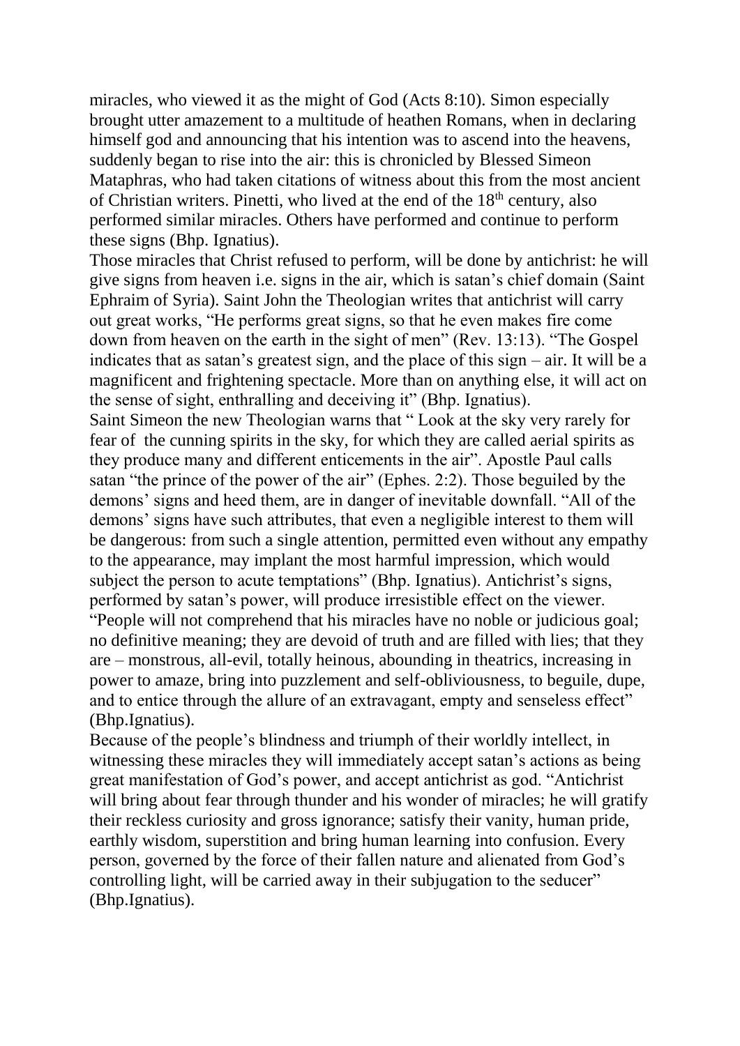miracles, who viewed it as the might of God (Acts 8:10). Simon especially brought utter amazement to a multitude of heathen Romans, when in declaring himself god and announcing that his intention was to ascend into the heavens, suddenly began to rise into the air: this is chronicled by Blessed Simeon Mataphras, who had taken citations of witness about this from the most ancient of Christian writers. Pinetti, who lived at the end of the 18th century, also performed similar miracles. Others have performed and continue to perform these signs (Bhp. Ignatius).

Those miracles that Christ refused to perform, will be done by antichrist: he will give signs from heaven i.e. signs in the air, which is satan's chief domain (Saint Ephraim of Syria). Saint John the Theologian writes that antichrist will carry out great works, "He performs great signs, so that he even makes fire come down from heaven on the earth in the sight of men" (Rev. 13:13). "The Gospel indicates that as satan's greatest sign, and the place of this sign – air. It will be a magnificent and frightening spectacle. More than on anything else, it will act on the sense of sight, enthralling and deceiving it" (Bhp. Ignatius).

Saint Simeon the new Theologian warns that " Look at the sky very rarely for fear of the cunning spirits in the sky, for which they are called aerial spirits as they produce many and different enticements in the air". Apostle Paul calls satan "the prince of the power of the air" (Ephes. 2:2). Those beguiled by the demons' signs and heed them, are in danger of inevitable downfall. "All of the demons' signs have such attributes, that even a negligible interest to them will be dangerous: from such a single attention, permitted even without any empathy to the appearance, may implant the most harmful impression, which would subject the person to acute temptations" (Bhp. Ignatius). Antichrist's signs, performed by satan's power, will produce irresistible effect on the viewer. "People will not comprehend that his miracles have no noble or judicious goal; no definitive meaning; they are devoid of truth and are filled with lies; that they are – monstrous, all-evil, totally heinous, abounding in theatrics, increasing in power to amaze, bring into puzzlement and self-obliviousness, to beguile, dupe, and to entice through the allure of an extravagant, empty and senseless effect" (Bhp.Ignatius).

Because of the people's blindness and triumph of their worldly intellect, in witnessing these miracles they will immediately accept satan's actions as being great manifestation of God's power, and accept antichrist as god. "Antichrist will bring about fear through thunder and his wonder of miracles; he will gratify their reckless curiosity and gross ignorance; satisfy their vanity, human pride, earthly wisdom, superstition and bring human learning into confusion. Every person, governed by the force of their fallen nature and alienated from God's controlling light, will be carried away in their subjugation to the seducer" (Bhp.Ignatius).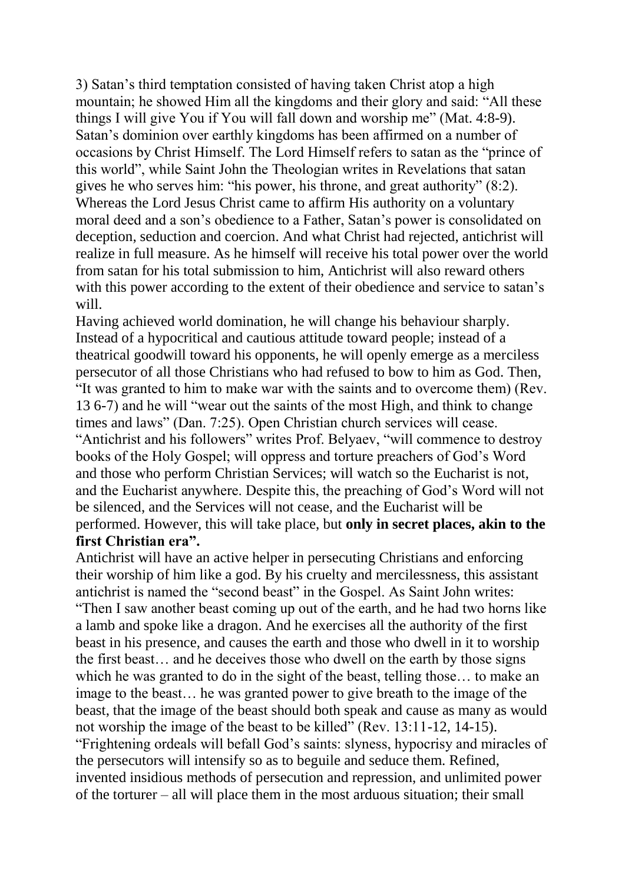3) Satan's third temptation consisted of having taken Christ atop a high mountain; he showed Him all the kingdoms and their glory and said: "All these things I will give You if You will fall down and worship me" (Mat. 4:8-9). Satan's dominion over earthly kingdoms has been affirmed on a number of occasions by Christ Himself. The Lord Himself refers to satan as the "prince of this world", while Saint John the Theologian writes in Revelations that satan gives he who serves him: "his power, his throne, and great authority" (8:2). Whereas the Lord Jesus Christ came to affirm His authority on a voluntary moral deed and a son's obedience to a Father, Satan's power is consolidated on deception, seduction and coercion. And what Christ had rejected, antichrist will realize in full measure. As he himself will receive his total power over the world from satan for his total submission to him, Antichrist will also reward others with this power according to the extent of their obedience and service to satan's will.

Having achieved world domination, he will change his behaviour sharply. Instead of a hypocritical and cautious attitude toward people; instead of a theatrical goodwill toward his opponents, he will openly emerge as a merciless persecutor of all those Christians who had refused to bow to him as God. Then, "It was granted to him to make war with the saints and to overcome them) (Rev. 13 6-7) and he will "wear out the saints of the most High, and think to change times and laws" (Dan. 7:25). Open Christian church services will cease. "Antichrist and his followers" writes Prof. Belyaev, "will commence to destroy books of the Holy Gospel; will oppress and torture preachers of God's Word and those who perform Christian Services; will watch so the Eucharist is not, and the Eucharist anywhere. Despite this, the preaching of God's Word will not be silenced, and the Services will not cease, and the Eucharist will be performed. However, this will take place, but **only in secret places, akin to the first Christian era".**

Antichrist will have an active helper in persecuting Christians and enforcing their worship of him like a god. By his cruelty and mercilessness, this assistant antichrist is named the "second beast" in the Gospel. As Saint John writes: "Then I saw another beast coming up out of the earth, and he had two horns like a lamb and spoke like a dragon. And he exercises all the authority of the first beast in his presence, and causes the earth and those who dwell in it to worship the first beast… and he deceives those who dwell on the earth by those signs which he was granted to do in the sight of the beast, telling those… to make an image to the beast… he was granted power to give breath to the image of the beast, that the image of the beast should both speak and cause as many as would not worship the image of the beast to be killed" (Rev. 13:11-12, 14-15). "Frightening ordeals will befall God's saints: slyness, hypocrisy and miracles of the persecutors will intensify so as to beguile and seduce them. Refined, invented insidious methods of persecution and repression, and unlimited power of the torturer – all will place them in the most arduous situation; their small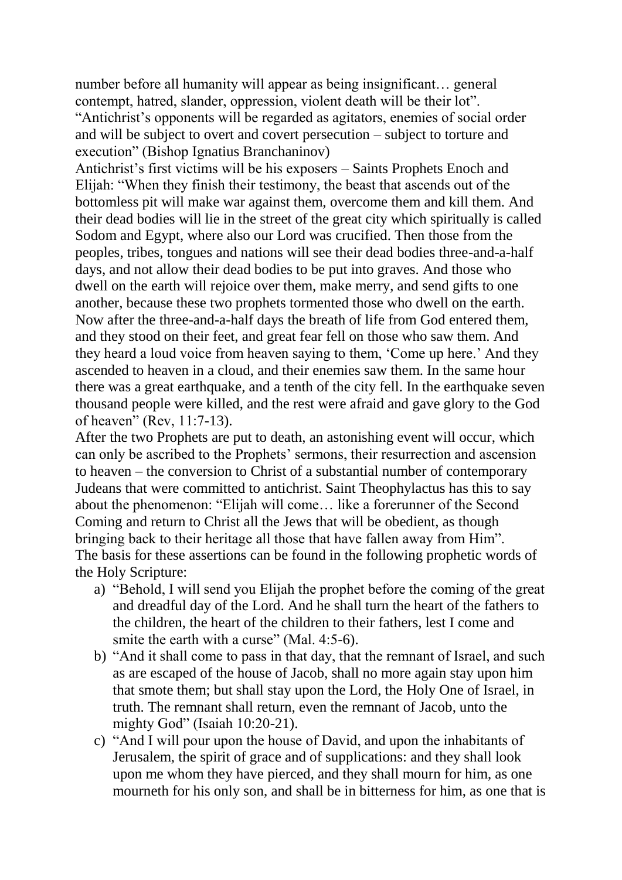number before all humanity will appear as being insignificant… general contempt, hatred, slander, oppression, violent death will be their lot".

"Antichrist's opponents will be regarded as agitators, enemies of social order and will be subject to overt and covert persecution – subject to torture and execution" (Bishop Ignatius Branchaninov)

Antichrist's first victims will be his exposers – Saints Prophets Enoch and Elijah: "When they finish their testimony, the beast that ascends out of the bottomless pit will make war against them, overcome them and kill them. And their dead bodies will lie in the street of the great city which spiritually is called Sodom and Egypt, where also our Lord was crucified. Then those from the peoples, tribes, tongues and nations will see their dead bodies three-and-a-half days, and not allow their dead bodies to be put into graves. And those who dwell on the earth will rejoice over them, make merry, and send gifts to one another, because these two prophets tormented those who dwell on the earth. Now after the three-and-a-half days the breath of life from God entered them, and they stood on their feet, and great fear fell on those who saw them. And they heard a loud voice from heaven saying to them, 'Come up here.' And they ascended to heaven in a cloud, and their enemies saw them. In the same hour there was a great earthquake, and a tenth of the city fell. In the earthquake seven thousand people were killed, and the rest were afraid and gave glory to the God of heaven" (Rev, 11:7-13).

After the two Prophets are put to death, an astonishing event will occur, which can only be ascribed to the Prophets' sermons, their resurrection and ascension to heaven – the conversion to Christ of a substantial number of contemporary Judeans that were committed to antichrist. Saint Theophylactus has this to say about the phenomenon: "Elijah will come… like a forerunner of the Second Coming and return to Christ all the Jews that will be obedient, as though bringing back to their heritage all those that have fallen away from Him".

The basis for these assertions can be found in the following prophetic words of the Holy Scripture:

a) "Behold, I will send you Elijah the prophet before the coming of the great and dreadful day of the Lord. And he shall turn the heart of the fathers to the children, the heart of the children to their fathers, lest I come and smite the earth with a curse" (Mal. 4:5-6).
b) "And it shall come to pass in that day, that the remnant of Israel, and such as are escaped of the house of Jacob, shall no more again stay upon him that smote them; but shall stay upon the Lord, the Holy One of Israel, in truth. The remnant shall return, even the remnant of Jacob, unto the mighty God" (Isaiah 10:20-21).
c) "And I will pour upon the house of David, and upon the inhabitants of Jerusalem, the spirit of grace and of supplications: and they shall look upon me whom they have pierced, and they shall mourn for him, as one mourneth for his only son, and shall be in bitterness for him, as one that is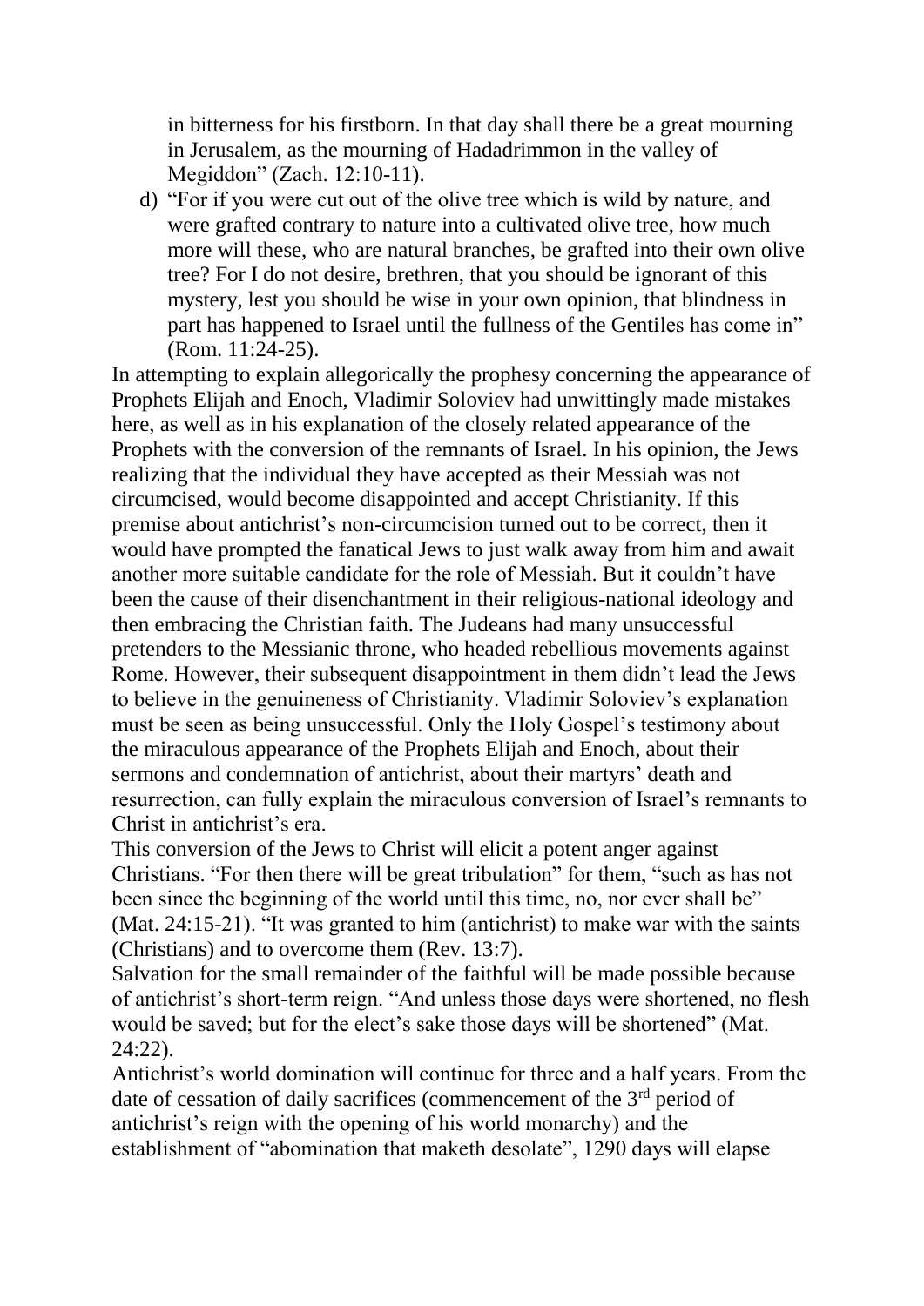in bitterness for his firstborn. In that day shall there be a great mourning in Jerusalem, as the mourning of Hadadrimmon in the valley of Megiddon" (Zach. 12:10-11).

d) "For if you were cut out of the olive tree which is wild by nature, and were grafted contrary to nature into a cultivated olive tree, how much more will these, who are natural branches, be grafted into their own olive tree? For I do not desire, brethren, that you should be ignorant of this mystery, lest you should be wise in your own opinion, that blindness in part has happened to Israel until the fullness of the Gentiles has come in" (Rom. 11:24-25).

In attempting to explain allegorically the prophesy concerning the appearance of Prophets Elijah and Enoch, Vladimir Soloviev had unwittingly made mistakes here, as well as in his explanation of the closely related appearance of the Prophets with the conversion of the remnants of Israel. In his opinion, the Jews realizing that the individual they have accepted as their Messiah was not circumcised, would become disappointed and accept Christianity. If this premise about antichrist's non-circumcision turned out to be correct, then it would have prompted the fanatical Jews to just walk away from him and await another more suitable candidate for the role of Messiah. But it couldn't have been the cause of their disenchantment in their religious-national ideology and then embracing the Christian faith. The Judeans had many unsuccessful pretenders to the Messianic throne, who headed rebellious movements against Rome. However, their subsequent disappointment in them didn't lead the Jews to believe in the genuineness of Christianity. Vladimir Soloviev's explanation must be seen as being unsuccessful. Only the Holy Gospel's testimony about the miraculous appearance of the Prophets Elijah and Enoch, about their sermons and condemnation of antichrist, about their martyrs' death and resurrection, can fully explain the miraculous conversion of Israel's remnants to Christ in antichrist's era.

This conversion of the Jews to Christ will elicit a potent anger against Christians. "For then there will be great tribulation" for them, "such as has not been since the beginning of the world until this time, no, nor ever shall be" (Mat. 24:15-21). "It was granted to him (antichrist) to make war with the saints (Christians) and to overcome them (Rev. 13:7).

Salvation for the small remainder of the faithful will be made possible because of antichrist's short-term reign. "And unless those days were shortened, no flesh would be saved; but for the elect's sake those days will be shortened" (Mat. 24:22).

Antichrist's world domination will continue for three and a half years. From the date of cessation of daily sacrifices (commencement of the 3rd period of antichrist's reign with the opening of his world monarchy) and the establishment of "abomination that maketh desolate", 1290 days will elapse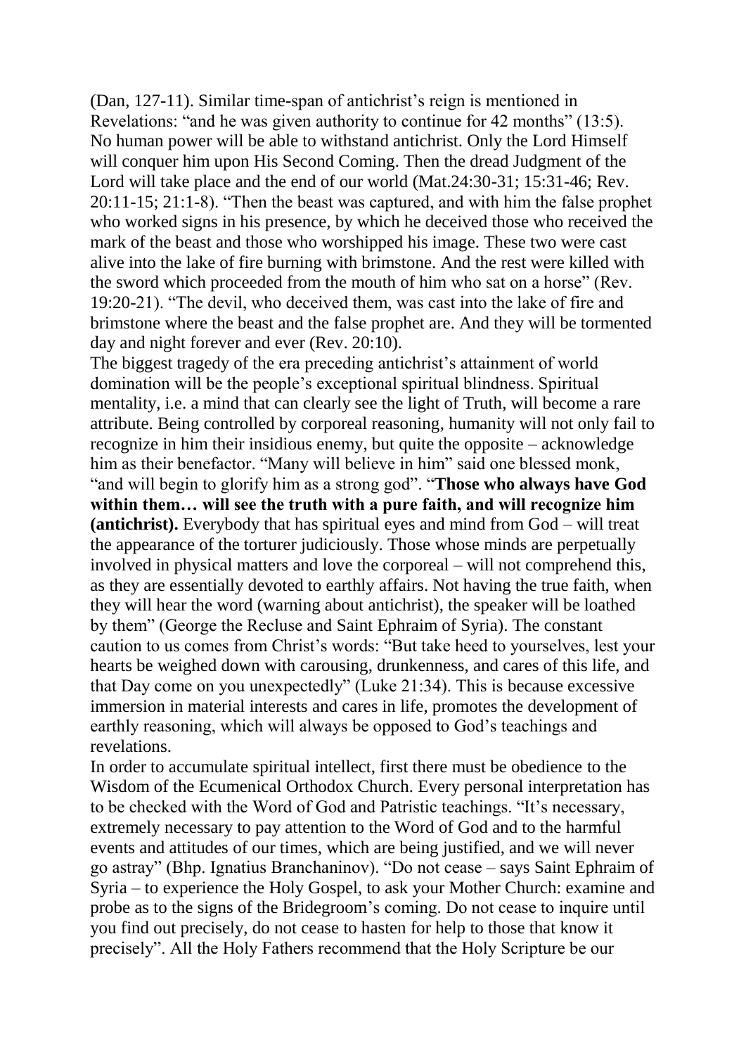(Dan, 127-11). Similar time-span of antichrist's reign is mentioned in Revelations: "and he was given authority to continue for 42 months" (13:5). No human power will be able to withstand antichrist. Only the Lord Himself will conquer him upon His Second Coming. Then the dread Judgment of the Lord will take place and the end of our world (Mat.24:30-31; 15:31-46; Rev. 20:11-15; 21:1-8). "Then the beast was captured, and with him the false prophet who worked signs in his presence, by which he deceived those who received the mark of the beast and those who worshipped his image. These two were cast alive into the lake of fire burning with brimstone. And the rest were killed with the sword which proceeded from the mouth of him who sat on a horse" (Rev. 19:20-21). "The devil, who deceived them, was cast into the lake of fire and brimstone where the beast and the false prophet are. And they will be tormented day and night forever and ever (Rev. 20:10).

The biggest tragedy of the era preceding antichrist's attainment of world domination will be the people's exceptional spiritual blindness. Spiritual mentality, i.e. a mind that can clearly see the light of Truth, will become a rare attribute. Being controlled by corporeal reasoning, humanity will not only fail to recognize in him their insidious enemy, but quite the opposite – acknowledge him as their benefactor. "Many will believe in him" said one blessed monk, "and will begin to glorify him as a strong god". "**Those who always have God within them… will see the truth with a pure faith, and will recognize him (antichrist).** Everybody that has spiritual eyes and mind from God – will treat the appearance of the torturer judiciously. Those whose minds are perpetually involved in physical matters and love the corporeal – will not comprehend this, as they are essentially devoted to earthly affairs. Not having the true faith, when they will hear the word (warning about antichrist), the speaker will be loathed by them" (George the Recluse and Saint Ephraim of Syria). The constant caution to us comes from Christ's words: "But take heed to yourselves, lest your hearts be weighed down with carousing, drunkenness, and cares of this life, and that Day come on you unexpectedly" (Luke 21:34). This is because excessive immersion in material interests and cares in life, promotes the development of earthly reasoning, which will always be opposed to God's teachings and revelations.

In order to accumulate spiritual intellect, first there must be obedience to the Wisdom of the Ecumenical Orthodox Church. Every personal interpretation has to be checked with the Word of God and Patristic teachings. "It's necessary, extremely necessary to pay attention to the Word of God and to the harmful events and attitudes of our times, which are being justified, and we will never go astray" (Bhp. Ignatius Branchaninov). "Do not cease – says Saint Ephraim of Syria – to experience the Holy Gospel, to ask your Mother Church: examine and probe as to the signs of the Bridegroom's coming. Do not cease to inquire until you find out precisely, do not cease to hasten for help to those that know it precisely". All the Holy Fathers recommend that the Holy Scripture be our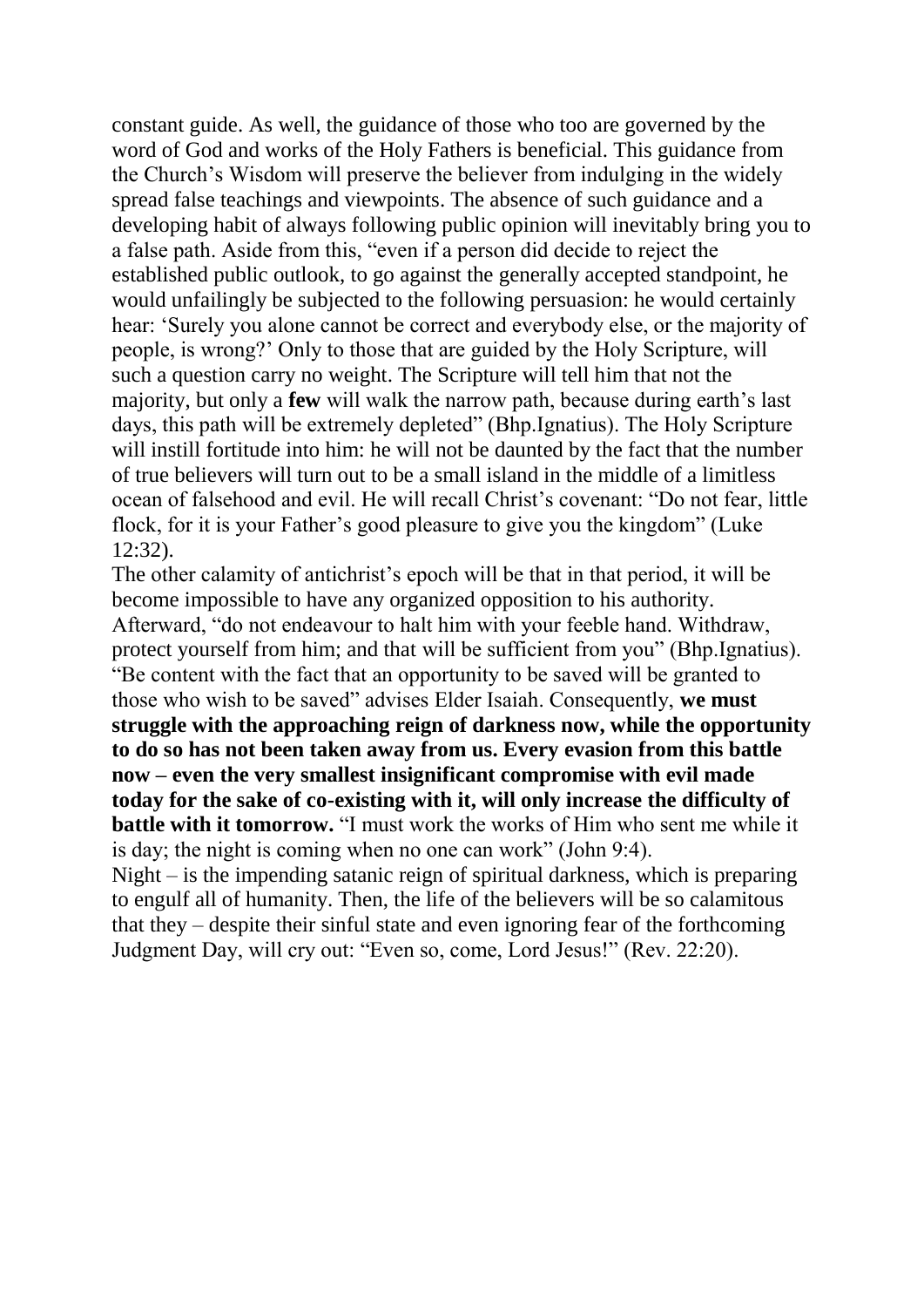constant guide. As well, the guidance of those who too are governed by the word of God and works of the Holy Fathers is beneficial. This guidance from the Church's Wisdom will preserve the believer from indulging in the widely spread false teachings and viewpoints. The absence of such guidance and a developing habit of always following public opinion will inevitably bring you to a false path. Aside from this, "even if a person did decide to reject the established public outlook, to go against the generally accepted standpoint, he would unfailingly be subjected to the following persuasion: he would certainly hear: 'Surely you alone cannot be correct and everybody else, or the majority of people, is wrong?' Only to those that are guided by the Holy Scripture, will such a question carry no weight. The Scripture will tell him that not the majority, but only a **few** will walk the narrow path, because during earth's last days, this path will be extremely depleted" (Bhp.Ignatius). The Holy Scripture will instill fortitude into him: he will not be daunted by the fact that the number of true believers will turn out to be a small island in the middle of a limitless ocean of falsehood and evil. He will recall Christ's covenant: "Do not fear, little flock, for it is your Father's good pleasure to give you the kingdom" (Luke 12:32).

The other calamity of antichrist's epoch will be that in that period, it will be become impossible to have any organized opposition to his authority. Afterward, "do not endeavour to halt him with your feeble hand. Withdraw, protect yourself from him; and that will be sufficient from you" (Bhp.Ignatius). "Be content with the fact that an opportunity to be saved will be granted to those who wish to be saved" advises Elder Isaiah. Consequently, **we must struggle with the approaching reign of darkness now, while the opportunity to do so has not been taken away from us. Every evasion from this battle now – even the very smallest insignificant compromise with evil made today for the sake of co-existing with it, will only increase the difficulty of battle with it tomorrow.** "I must work the works of Him who sent me while it is day; the night is coming when no one can work" (John 9:4).

Night – is the impending satanic reign of spiritual darkness, which is preparing to engulf all of humanity. Then, the life of the believers will be so calamitous that they – despite their sinful state and even ignoring fear of the forthcoming Judgment Day, will cry out: "Even so, come, Lord Jesus!" (Rev. 22:20).